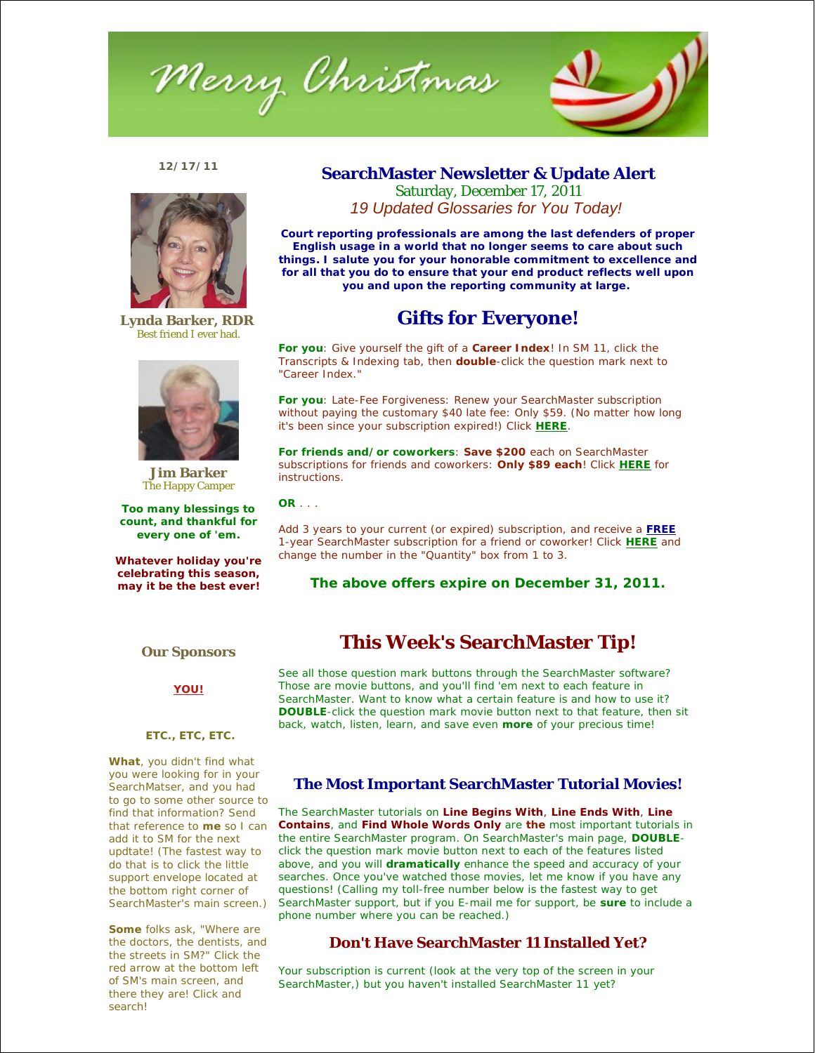# Merry Christmas

12/17/11

**Lynda Barker, RDR**
Best friend I ever had.

**Jim Barker**
The Happy Camper

**Too many blessings to count, and thankful for every one of 'em.**

**Whatever holiday you're celebrating this season, may it be the best ever!**

## SearchMaster Newsletter & Update Alert

Saturday, December 17, 2011

*19 Updated Glossaries for You Today!*

**Court reporting professionals are among the last defenders of proper English usage in a world that no longer seems to care about such things. I salute you for your honorable commitment to excellence and for all that you do to ensure that your end product reflects well upon you and upon the reporting community at large.**

## Gifts for Everyone!

**For you**: Give yourself the gift of a **Career Index**! In SM 11, click the Transcripts & Indexing tab, then **double**-click the question mark next to "Career Index."

**For you**: Late-Fee Forgiveness: Renew your SearchMaster subscription without paying the customary $40 late fee: Only $59. (No matter how long it's been since your subscription expired!) Click **HERE**.

**For friends and/or coworkers**: **Save $200** each on SearchMaster subscriptions for friends and coworkers: **Only $89 each**! Click **HERE** for instructions.

**OR** . . .

Add 3 years to your current (or expired) subscription, and receive a **FREE** 1-year SearchMaster subscription for a friend or coworker! Click **HERE** and change the number in the "Quantity" box from 1 to 3.

**The above offers expire on December 31, 2011.**

### Our Sponsors

**YOU!**

**ETC., ETC, ETC.**

**What**, you didn't find what you were looking for in your SearchMatser, and you had to go to some other source to find that information? Send that reference to **me** so I can add it to SM for the next updtate! (The fastest way to do that is to click the little support envelope located at the bottom right corner of SearchMaster's main screen.)

**Some** folks ask, "Where are the doctors, the dentists, and the streets in SM?" Click the red arrow at the bottom left of SM's main screen, and there they are! Click and search!

## This Week's SearchMaster Tip!

See all those question mark buttons through the SearchMaster software? Those are movie buttons, and you'll find 'em next to each feature in SearchMaster. Want to know what a certain feature is and how to use it? **DOUBLE**-click the question mark movie button next to that feature, then sit back, watch, listen, learn, and save even **more** of your precious time!

### The Most Important SearchMaster Tutorial Movies!

The SearchMaster tutorials on **Line Begins With**, **Line Ends With**, **Line Contains**, and **Find Whole Words Only** are **the** most important tutorials in the entire SearchMaster program. On SearchMaster's main page, **DOUBLE**-click the question mark movie button next to each of the features listed above, and you will **dramatically** enhance the speed and accuracy of your searches. Once you've watched those movies, let me know if you have any questions! (Calling my toll-free number below is the fastest way to get SearchMaster support, but if you E-mail me for support, be **sure** to include a phone number where you can be reached.)

### Don't Have SearchMaster 11 Installed Yet?

Your subscription is current (look at the very top of the screen in your SearchMaster,) but you haven't installed SearchMaster 11 yet?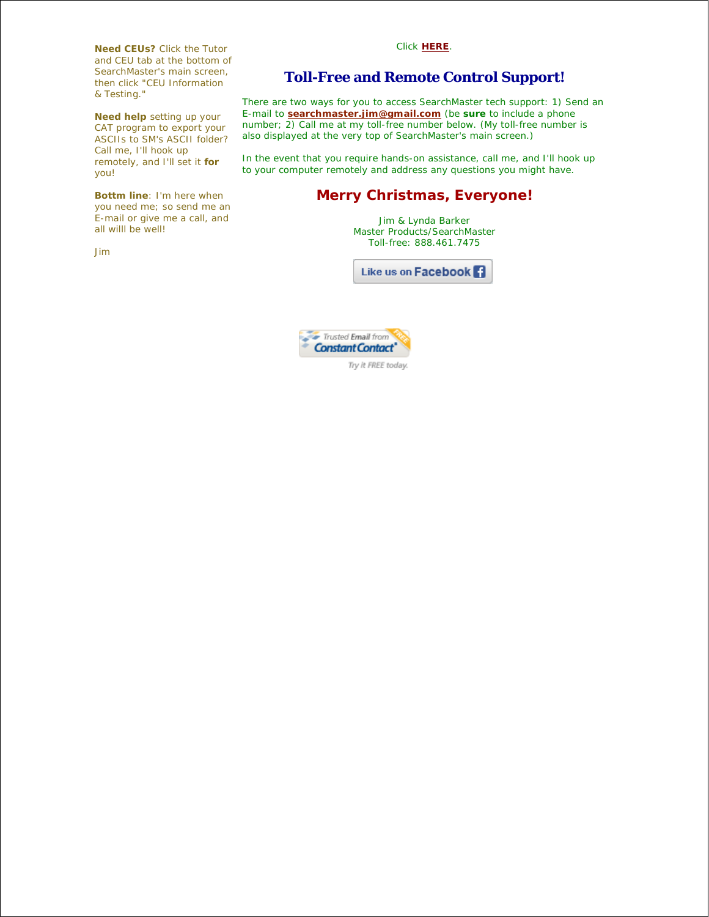**Need CEUs?** Click the Tutor and CEU tab at the bottom of SearchMaster's main screen, then click "CEU Information & Testing."

**Need help** setting up your CAT program to export your ASCIIs to SM's ASCII folder? Call me, I'll hook up remotely, and I'll set it **for** you!

**Bottm line**: I'm here when you need me; so send me an E-mail or give me a call, and all willl be well!

Jim

Click **HERE**.

## Toll-Free and Remote Control Support!

There are two ways for you to access SearchMaster tech support: 1) Send an E-mail to **searchmaster.jim@gmail.com** (be **sure** to include a phone number; 2) Call me at my toll-free number below. (My toll-free number is also displayed at the very top of SearchMaster's main screen.)

In the event that you require hands-on assistance, call me, and I'll hook up to your computer remotely and address any questions you might have.

## Merry Christmas, Everyone!

Jim & Lynda Barker
Master Products/SearchMaster
Toll-free: 888.461.7475

Like us on Facebook

Trusted Email from Constant Contact
Try it FREE today.